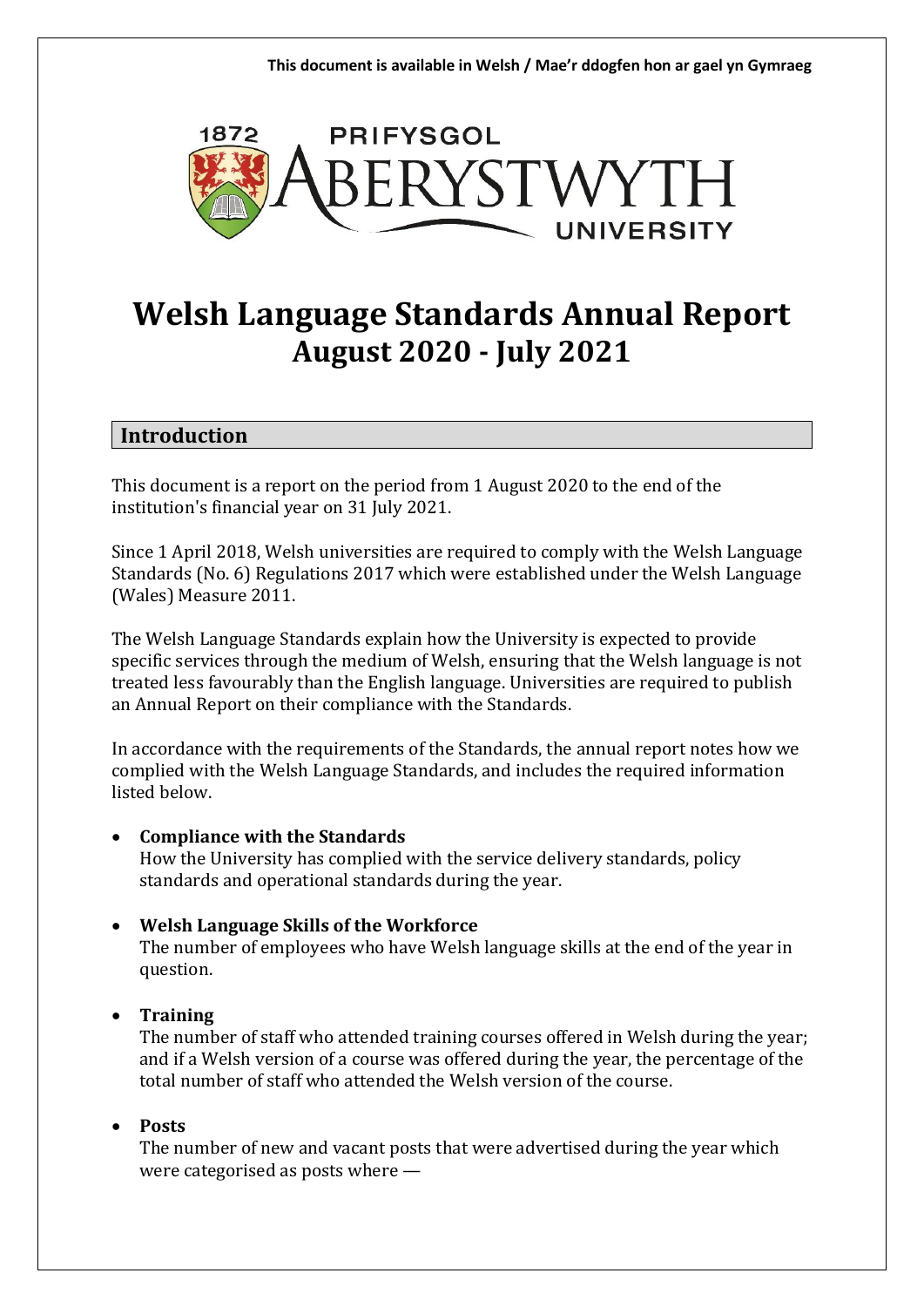This document is available in Welsh / Mae'r ddogfen hon ar gael yn Gymraeg

PRIFYSGOL ABERYSTWYTH UNIVERSITY

# Welsh Language Standards Annual Report August 2020 - July 2021

## Introduction

This document is a report on the period from 1 August 2020 to the end of the institution's financial year on 31 July 2021.

Since 1 April 2018, Welsh universities are required to comply with the Welsh Language Standards (No. 6) Regulations 2017 which were established under the Welsh Language (Wales) Measure 2011.

The Welsh Language Standards explain how the University is expected to provide specific services through the medium of Welsh, ensuring that the Welsh language is not treated less favourably than the English language. Universities are required to publish an Annual Report on their compliance with the Standards.

In accordance with the requirements of the Standards, the annual report notes how we complied with the Welsh Language Standards, and includes the required information listed below.

- **Compliance with the Standards**
  How the University has complied with the service delivery standards, policy standards and operational standards during the year.
- **Welsh Language Skills of the Workforce**
  The number of employees who have Welsh language skills at the end of the year in question.
- **Training**
  The number of staff who attended training courses offered in Welsh during the year; and if a Welsh version of a course was offered during the year, the percentage of the total number of staff who attended the Welsh version of the course.
- **Posts**
  The number of new and vacant posts that were advertised during the year which were categorised as posts where —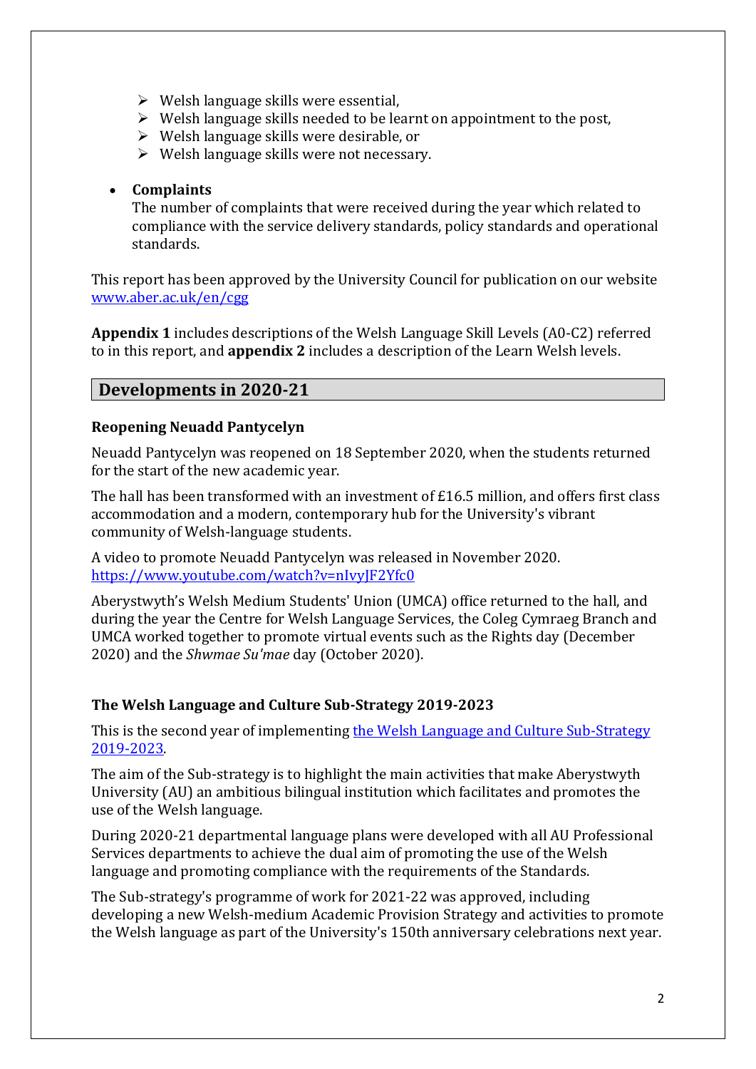- Welsh language skills were essential,
- Welsh language skills needed to be learnt on appointment to the post,
- Welsh language skills were desirable, or
- Welsh language skills were not necessary.

- **Complaints**
  The number of complaints that were received during the year which related to compliance with the service delivery standards, policy standards and operational standards.

This report has been approved by the University Council for publication on our website [www.aber.ac.uk/en/cgg](www.aber.ac.uk/en/cgg)

**Appendix 1** includes descriptions of the Welsh Language Skill Levels (A0-C2) referred to in this report, and **appendix 2** includes a description of the Learn Welsh levels.

## Developments in 2020-21

### Reopening Neuadd Pantycelyn

Neuadd Pantycelyn was reopened on 18 September 2020, when the students returned for the start of the new academic year.

The hall has been transformed with an investment of £16.5 million, and offers first class accommodation and a modern, contemporary hub for the University's vibrant community of Welsh-language students.

A video to promote Neuadd Pantycelyn was released in November 2020. [https://www.youtube.com/watch?v=nIvyJF2Yfc0](https://www.youtube.com/watch?v=nIvyJF2Yfc0)

Aberystwyth's Welsh Medium Students' Union (UMCA) office returned to the hall, and during the year the Centre for Welsh Language Services, the Coleg Cymraeg Branch and UMCA worked together to promote virtual events such as the Rights day (December 2020) and the *Shwmae Su'mae* day (October 2020).

### The Welsh Language and Culture Sub-Strategy 2019-2023

This is the second year of implementing the Welsh Language and Culture Sub-Strategy 2019-2023.

The aim of the Sub-strategy is to highlight the main activities that make Aberystwyth University (AU) an ambitious bilingual institution which facilitates and promotes the use of the Welsh language.

During 2020-21 departmental language plans were developed with all AU Professional Services departments to achieve the dual aim of promoting the use of the Welsh language and promoting compliance with the requirements of the Standards.

The Sub-strategy's programme of work for 2021-22 was approved, including developing a new Welsh-medium Academic Provision Strategy and activities to promote the Welsh language as part of the University's 150th anniversary celebrations next year.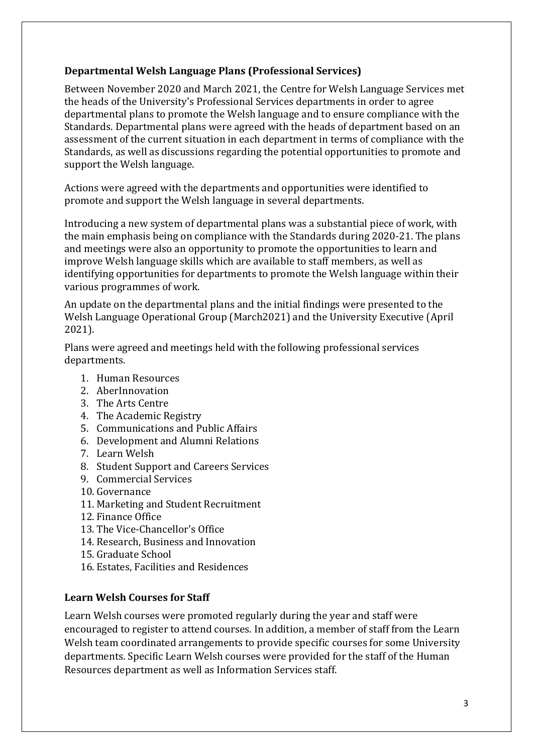### **Departmental Welsh Language Plans (Professional Services)**

Between November 2020 and March 2021, the Centre for Welsh Language Services met the heads of the University's Professional Services departments in order to agree departmental plans to promote the Welsh language and to ensure compliance with the Standards. Departmental plans were agreed with the heads of department based on an assessment of the current situation in each department in terms of compliance with the Standards, as well as discussions regarding the potential opportunities to promote and support the Welsh language.

Actions were agreed with the departments and opportunities were identified to promote and support the Welsh language in several departments.

Introducing a new system of departmental plans was a substantial piece of work, with the main emphasis being on compliance with the Standards during 2020-21. The plans and meetings were also an opportunity to promote the opportunities to learn and improve Welsh language skills which are available to staff members, as well as identifying opportunities for departments to promote the Welsh language within their various programmes of work.

An update on the departmental plans and the initial findings were presented to the Welsh Language Operational Group (March2021) and the University Executive (April 2021).

Plans were agreed and meetings held with the following professional services departments.

1. Human Resources
2. AberInnovation
3. The Arts Centre
4. The Academic Registry
5. Communications and Public Affairs
6. Development and Alumni Relations
7. Learn Welsh
8. Student Support and Careers Services
9. Commercial Services
10. Governance
11. Marketing and Student Recruitment
12. Finance Office
13. The Vice-Chancellor's Office
14. Research, Business and Innovation
15. Graduate School
16. Estates, Facilities and Residences

### **Learn Welsh Courses for Staff**

Learn Welsh courses were promoted regularly during the year and staff were encouraged to register to attend courses. In addition, a member of staff from the Learn Welsh team coordinated arrangements to provide specific courses for some University departments. Specific Learn Welsh courses were provided for the staff of the Human Resources department as well as Information Services staff.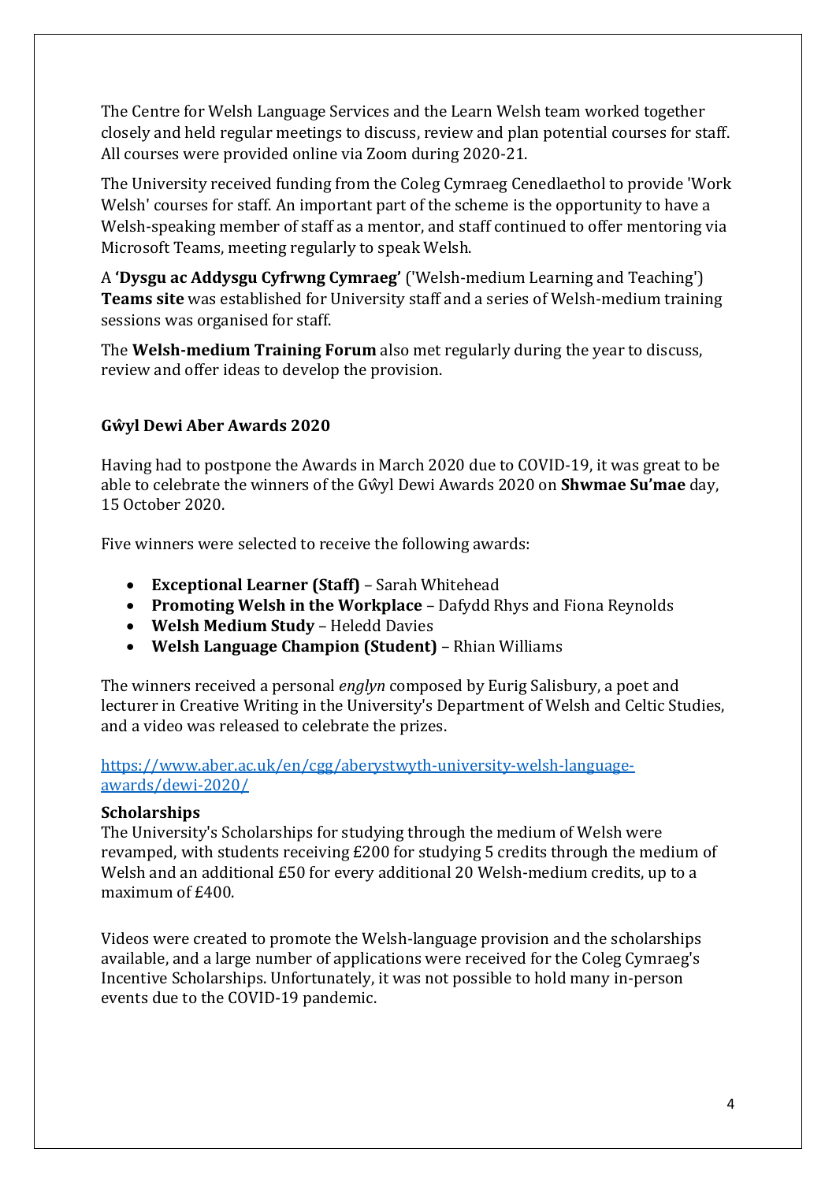The Centre for Welsh Language Services and the Learn Welsh team worked together closely and held regular meetings to discuss, review and plan potential courses for staff. All courses were provided online via Zoom during 2020-21.

The University received funding from the Coleg Cymraeg Cenedlaethol to provide 'Work Welsh' courses for staff. An important part of the scheme is the opportunity to have a Welsh-speaking member of staff as a mentor, and staff continued to offer mentoring via Microsoft Teams, meeting regularly to speak Welsh.

A **'Dysgu ac Addysgu Cyfrwng Cymraeg'** ('Welsh-medium Learning and Teaching') **Teams site** was established for University staff and a series of Welsh-medium training sessions was organised for staff.

The **Welsh-medium Training Forum** also met regularly during the year to discuss, review and offer ideas to develop the provision.

### Gŵyl Dewi Aber Awards 2020

Having had to postpone the Awards in March 2020 due to COVID-19, it was great to be able to celebrate the winners of the Gŵyl Dewi Awards 2020 on **Shwmae Su'mae** day, 15 October 2020.

Five winners were selected to receive the following awards:

- **Exceptional Learner (Staff)** – Sarah Whitehead
- **Promoting Welsh in the Workplace** – Dafydd Rhys and Fiona Reynolds
- **Welsh Medium Study** – Heledd Davies
- **Welsh Language Champion (Student)** – Rhian Williams

The winners received a personal *englyn* composed by Eurig Salisbury, a poet and lecturer in Creative Writing in the University's Department of Welsh and Celtic Studies, and a video was released to celebrate the prizes.

[https://www.aber.ac.uk/en/cgg/aberystwyth-university-welsh-language-awards/dewi-2020/](https://www.aber.ac.uk/en/cgg/aberystwyth-university-welsh-language-awards/dewi-2020/)

### Scholarships

The University's Scholarships for studying through the medium of Welsh were revamped, with students receiving £200 for studying 5 credits through the medium of Welsh and an additional £50 for every additional 20 Welsh-medium credits, up to a maximum of £400.

Videos were created to promote the Welsh-language provision and the scholarships available, and a large number of applications were received for the Coleg Cymraeg's Incentive Scholarships. Unfortunately, it was not possible to hold many in-person events due to the COVID-19 pandemic.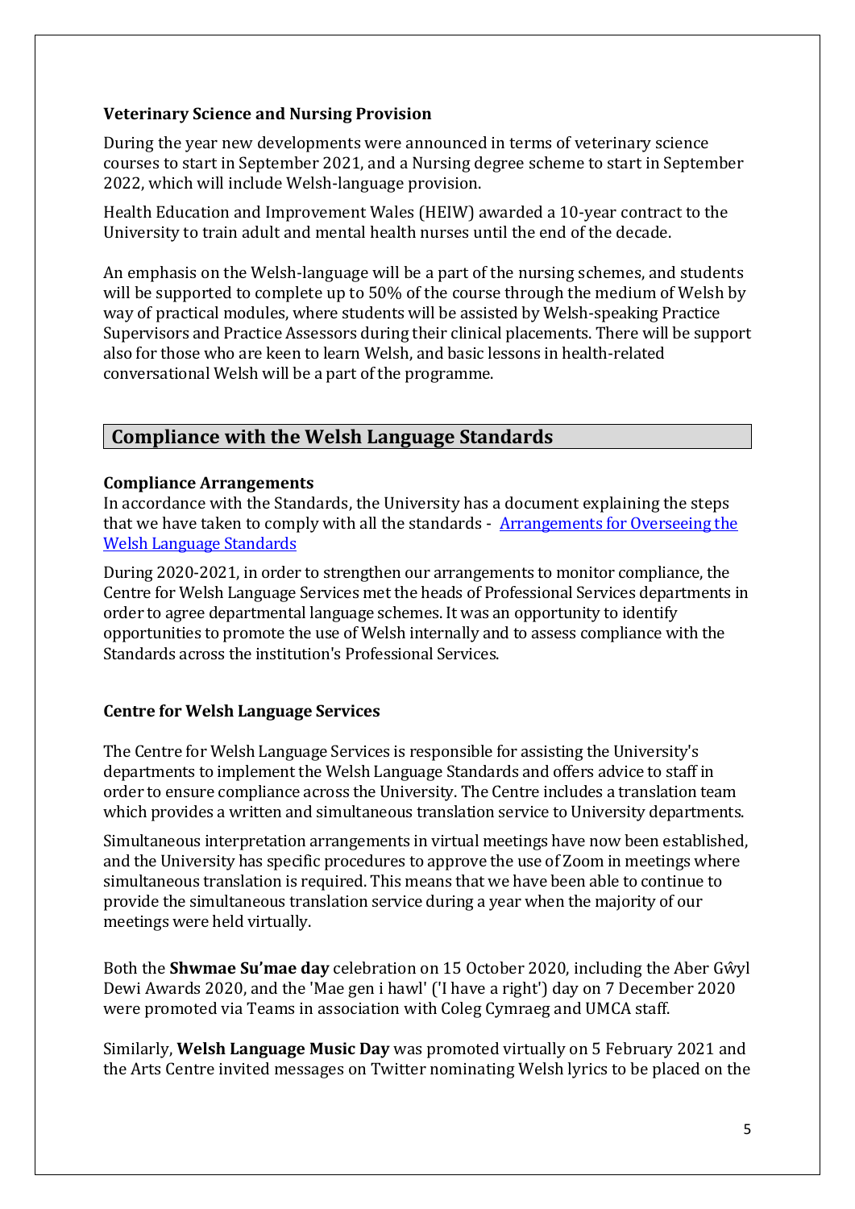### Veterinary Science and Nursing Provision

During the year new developments were announced in terms of veterinary science courses to start in September 2021, and a Nursing degree scheme to start in September 2022, which will include Welsh-language provision.

Health Education and Improvement Wales (HEIW) awarded a 10-year contract to the University to train adult and mental health nurses until the end of the decade.

An emphasis on the Welsh-language will be a part of the nursing schemes, and students will be supported to complete up to 50% of the course through the medium of Welsh by way of practical modules, where students will be assisted by Welsh-speaking Practice Supervisors and Practice Assessors during their clinical placements. There will be support also for those who are keen to learn Welsh, and basic lessons in health-related conversational Welsh will be a part of the programme.

## Compliance with the Welsh Language Standards

### Compliance Arrangements

In accordance with the Standards, the University has a document explaining the steps that we have taken to comply with all the standards - [Arrangements for Overseeing the Welsh Language Standards]

During 2020-2021, in order to strengthen our arrangements to monitor compliance, the Centre for Welsh Language Services met the heads of Professional Services departments in order to agree departmental language schemes. It was an opportunity to identify opportunities to promote the use of Welsh internally and to assess compliance with the Standards across the institution's Professional Services.

### Centre for Welsh Language Services

The Centre for Welsh Language Services is responsible for assisting the University's departments to implement the Welsh Language Standards and offers advice to staff in order to ensure compliance across the University. The Centre includes a translation team which provides a written and simultaneous translation service to University departments.

Simultaneous interpretation arrangements in virtual meetings have now been established, and the University has specific procedures to approve the use of Zoom in meetings where simultaneous translation is required. This means that we have been able to continue to provide the simultaneous translation service during a year when the majority of our meetings were held virtually.

Both the **Shwmae Su'mae day** celebration on 15 October 2020, including the Aber Gŵyl Dewi Awards 2020, and the 'Mae gen i hawl' ('I have a right') day on 7 December 2020 were promoted via Teams in association with Coleg Cymraeg and UMCA staff.

Similarly, **Welsh Language Music Day** was promoted virtually on 5 February 2021 and the Arts Centre invited messages on Twitter nominating Welsh lyrics to be placed on the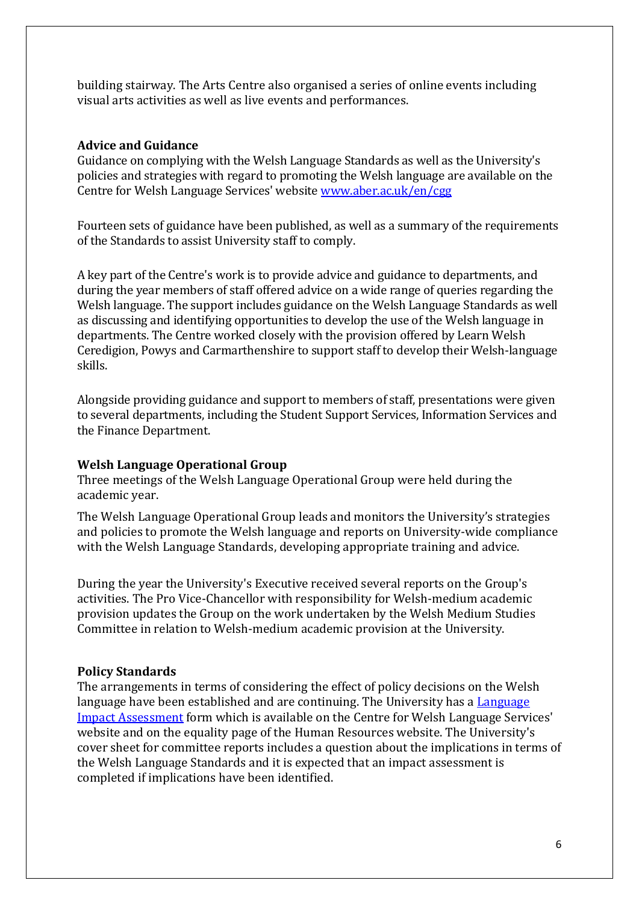building stairway. The Arts Centre also organised a series of online events including visual arts activities as well as live events and performances.

**Advice and Guidance**

Guidance on complying with the Welsh Language Standards as well as the University's policies and strategies with regard to promoting the Welsh language are available on the Centre for Welsh Language Services' website [www.aber.ac.uk/en/cgg](www.aber.ac.uk/en/cgg)

Fourteen sets of guidance have been published, as well as a summary of the requirements of the Standards to assist University staff to comply.

A key part of the Centre's work is to provide advice and guidance to departments, and during the year members of staff offered advice on a wide range of queries regarding the Welsh language. The support includes guidance on the Welsh Language Standards as well as discussing and identifying opportunities to develop the use of the Welsh language in departments. The Centre worked closely with the provision offered by Learn Welsh Ceredigion, Powys and Carmarthenshire to support staff to develop their Welsh-language skills.

Alongside providing guidance and support to members of staff, presentations were given to several departments, including the Student Support Services, Information Services and the Finance Department.

**Welsh Language Operational Group**

Three meetings of the Welsh Language Operational Group were held during the academic year.

The Welsh Language Operational Group leads and monitors the University's strategies and policies to promote the Welsh language and reports on University-wide compliance with the Welsh Language Standards, developing appropriate training and advice.

During the year the University's Executive received several reports on the Group's activities. The Pro Vice-Chancellor with responsibility for Welsh-medium academic provision updates the Group on the work undertaken by the Welsh Medium Studies Committee in relation to Welsh-medium academic provision at the University.

**Policy Standards**

The arrangements in terms of considering the effect of policy decisions on the Welsh language have been established and are continuing. The University has a Language Impact Assessment form which is available on the Centre for Welsh Language Services' website and on the equality page of the Human Resources website. The University's cover sheet for committee reports includes a question about the implications in terms of the Welsh Language Standards and it is expected that an impact assessment is completed if implications have been identified.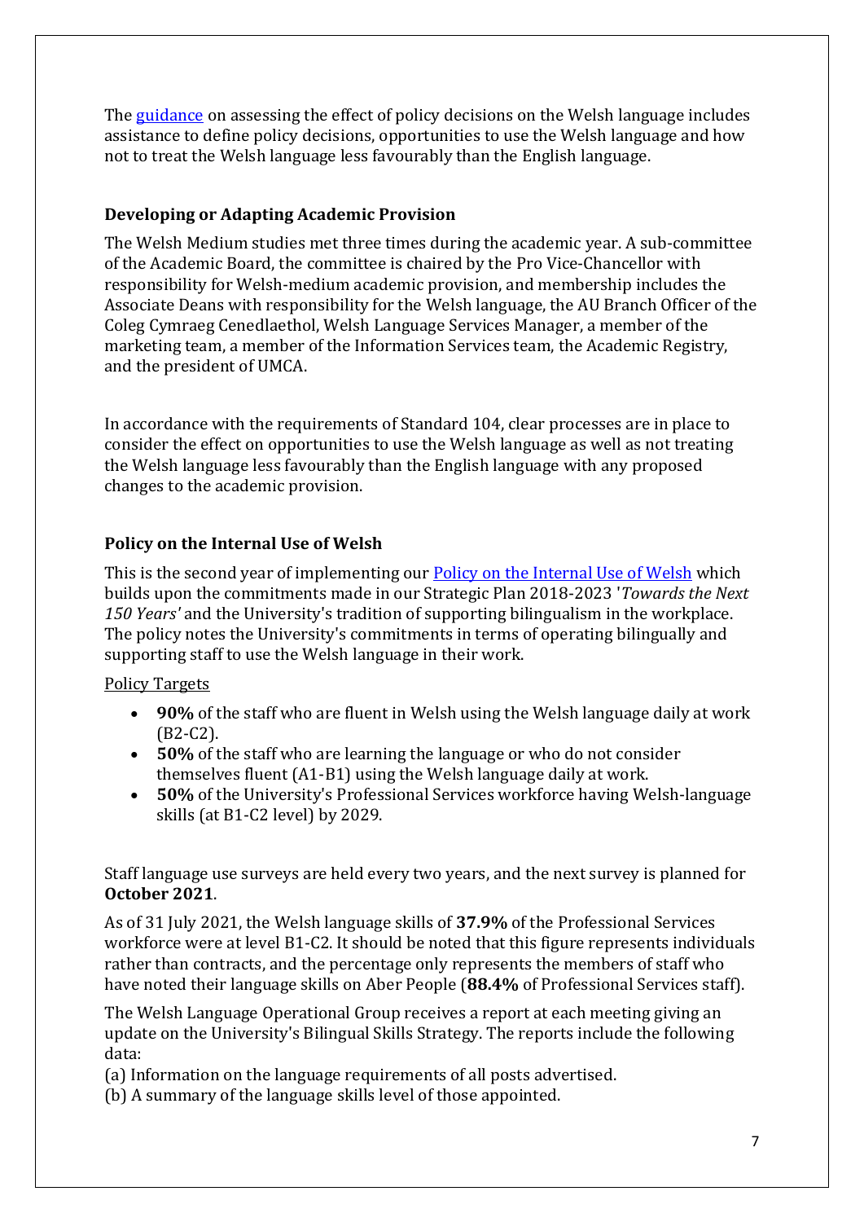The [guidance](#) on assessing the effect of policy decisions on the Welsh language includes assistance to define policy decisions, opportunities to use the Welsh language and how not to treat the Welsh language less favourably than the English language.

### Developing or Adapting Academic Provision

The Welsh Medium studies met three times during the academic year. A sub-committee of the Academic Board, the committee is chaired by the Pro Vice-Chancellor with responsibility for Welsh-medium academic provision, and membership includes the Associate Deans with responsibility for the Welsh language, the AU Branch Officer of the Coleg Cymraeg Cenedlaethol, Welsh Language Services Manager, a member of the marketing team, a member of the Information Services team, the Academic Registry, and the president of UMCA.

In accordance with the requirements of Standard 104, clear processes are in place to consider the effect on opportunities to use the Welsh language as well as not treating the Welsh language less favourably than the English language with any proposed changes to the academic provision.

### Policy on the Internal Use of Welsh

This is the second year of implementing our [Policy on the Internal Use of Welsh](#) which builds upon the commitments made in our Strategic Plan 2018-2023 '*Towards the Next 150 Years*' and the University's tradition of supporting bilingualism in the workplace. The policy notes the University's commitments in terms of operating bilingually and supporting staff to use the Welsh language in their work.

Policy Targets

- **90%** of the staff who are fluent in Welsh using the Welsh language daily at work (B2-C2).
- **50%** of the staff who are learning the language or who do not consider themselves fluent (A1-B1) using the Welsh language daily at work.
- **50%** of the University's Professional Services workforce having Welsh-language skills (at B1-C2 level) by 2029.

Staff language use surveys are held every two years, and the next survey is planned for **October 2021**.

As of 31 July 2021, the Welsh language skills of **37.9%** of the Professional Services workforce were at level B1-C2. It should be noted that this figure represents individuals rather than contracts, and the percentage only represents the members of staff who have noted their language skills on Aber People (**88.4%** of Professional Services staff).

The Welsh Language Operational Group receives a report at each meeting giving an update on the University's Bilingual Skills Strategy. The reports include the following data:

(a) Information on the language requirements of all posts advertised.
(b) A summary of the language skills level of those appointed.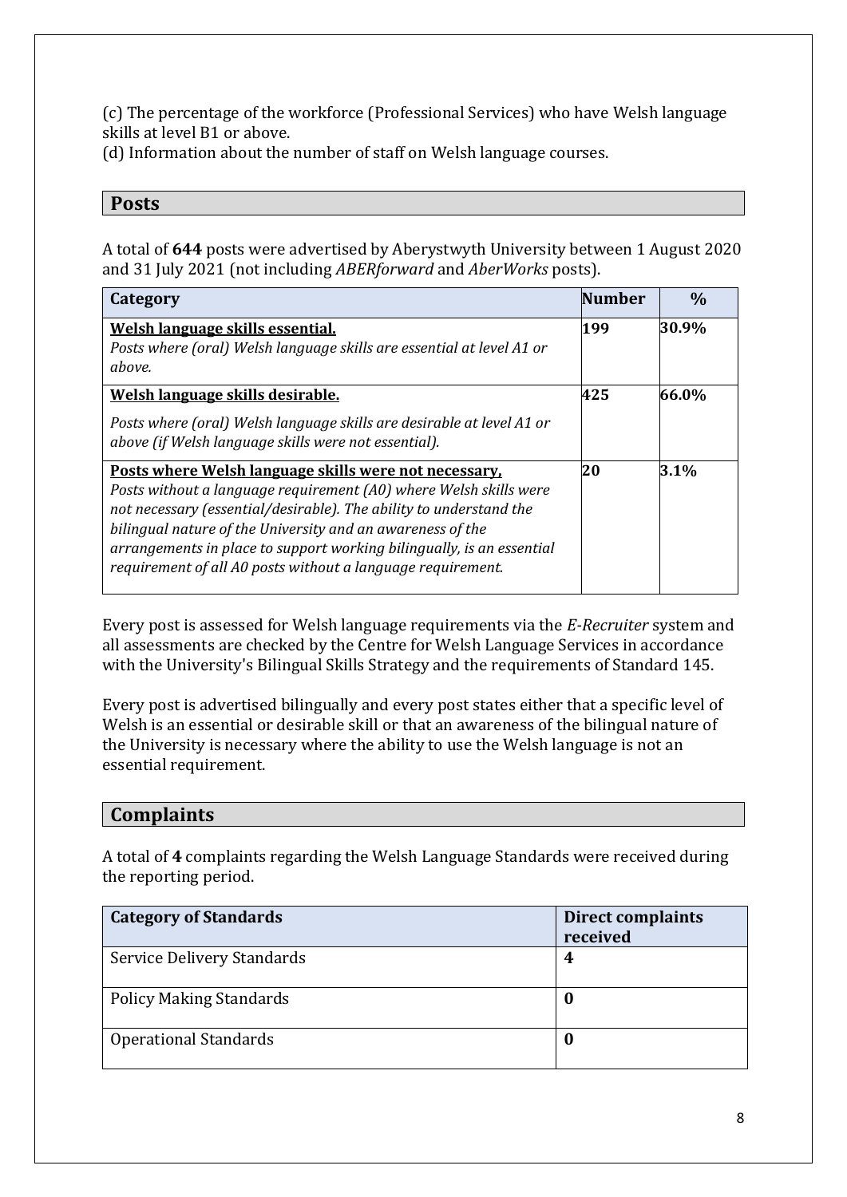(c) The percentage of the workforce (Professional Services) who have Welsh language skills at level B1 or above.
(d) Information about the number of staff on Welsh language courses.

## Posts

A total of **644** posts were advertised by Aberystwyth University between 1 August 2020 and 31 July 2021 (not including *ABERforward* and *AberWorks* posts).

| Category | Number | % |
|---|---|---|
| **Welsh language skills essential.** *Posts where (oral) Welsh language skills are essential at level A1 or above.* | **199** | **30.9%** |
| **Welsh language skills desirable.** *Posts where (oral) Welsh language skills are desirable at level A1 or above (if Welsh language skills were not essential).* | **425** | **66.0%** |
| **Posts where Welsh language skills were not necessary,** *Posts without a language requirement (A0) where Welsh skills were not necessary (essential/desirable). The ability to understand the bilingual nature of the University and an awareness of the arrangements in place to support working bilingually, is an essential requirement of all A0 posts without a language requirement.* | **20** | **3.1%** |

Every post is assessed for Welsh language requirements via the *E-Recruiter* system and all assessments are checked by the Centre for Welsh Language Services in accordance with the University's Bilingual Skills Strategy and the requirements of Standard 145.

Every post is advertised bilingually and every post states either that a specific level of Welsh is an essential or desirable skill or that an awareness of the bilingual nature of the University is necessary where the ability to use the Welsh language is not an essential requirement.

## Complaints

A total of **4** complaints regarding the Welsh Language Standards were received during the reporting period.

| Category of Standards | Direct complaints received |
|---|---|
| Service Delivery Standards | **4** |
| Policy Making Standards | **0** |
| Operational Standards | **0** |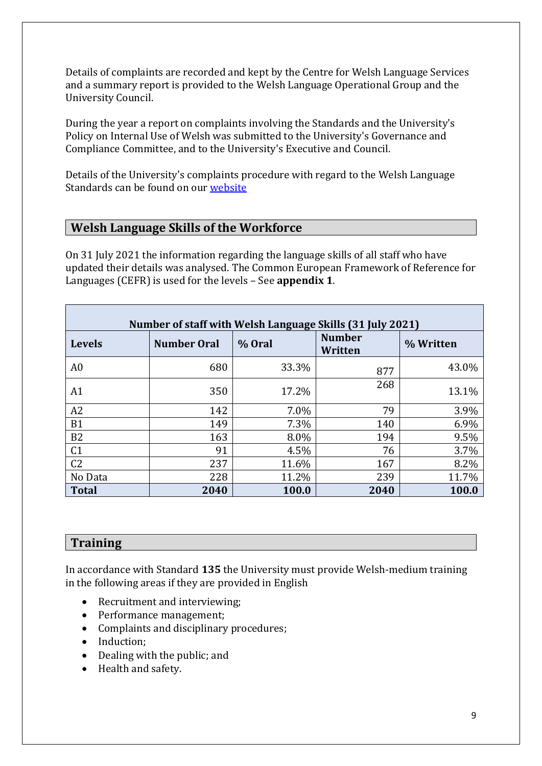Details of complaints are recorded and kept by the Centre for Welsh Language Services and a summary report is provided to the Welsh Language Operational Group and the University Council.

During the year a report on complaints involving the Standards and the University's Policy on Internal Use of Welsh was submitted to the University's Governance and Compliance Committee, and to the University's Executive and Council.

Details of the University's complaints procedure with regard to the Welsh Language Standards can be found on our [website]

## Welsh Language Skills of the Workforce

On 31 July 2021 the information regarding the language skills of all staff who have updated their details was analysed. The Common European Framework of Reference for Languages (CEFR) is used for the levels – See **appendix 1**.

| Number of staff with Welsh Language Skills (31 July 2021) | | | | |
|---|---|---|---|---|
| **Levels** | **Number Oral** | **% Oral** | **Number Written** | **% Written** |
| A0 | 680 | 33.3% | 877 | 43.0% |
| A1 | 350 | 17.2% | 268 | 13.1% |
| A2 | 142 | 7.0% | 79 | 3.9% |
| B1 | 149 | 7.3% | 140 | 6.9% |
| B2 | 163 | 8.0% | 194 | 9.5% |
| C1 | 91 | 4.5% | 76 | 3.7% |
| C2 | 237 | 11.6% | 167 | 8.2% |
| No Data | 228 | 11.2% | 239 | 11.7% |
| **Total** | **2040** | **100.0** | **2040** | **100.0** |

## Training

In accordance with Standard **135** the University must provide Welsh-medium training in the following areas if they are provided in English

- Recruitment and interviewing;
- Performance management;
- Complaints and disciplinary procedures;
- Induction;
- Dealing with the public; and
- Health and safety.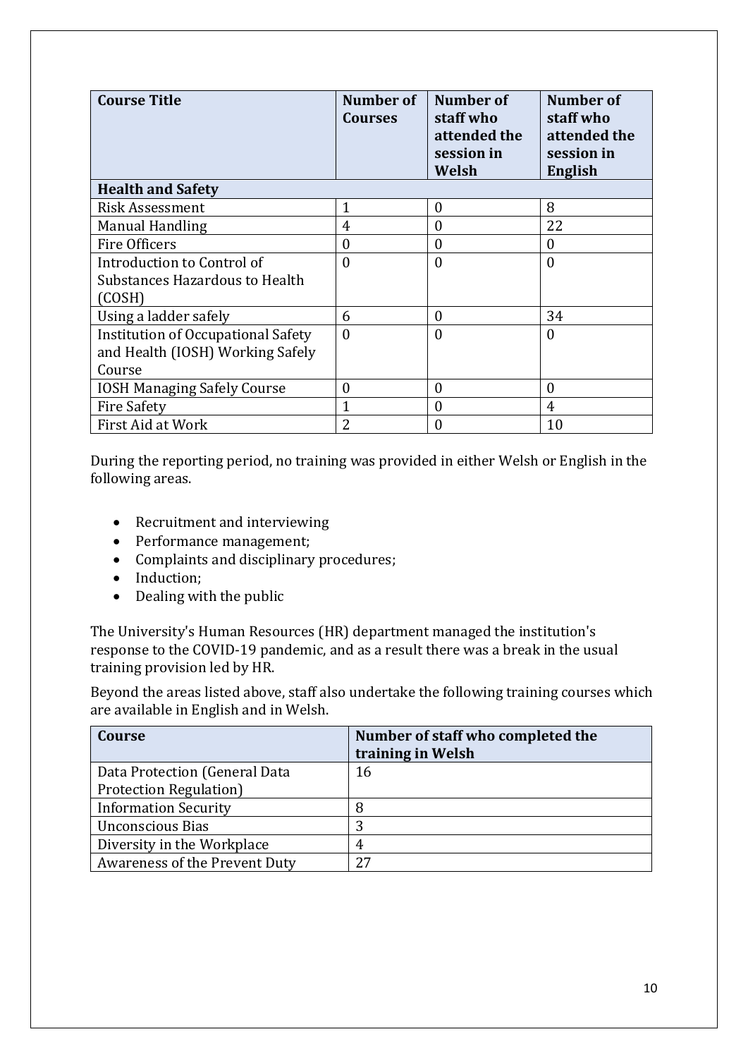| Course Title | Number of Courses | Number of staff who attended the session in Welsh | Number of staff who attended the session in English |
|---|---|---|---|
| **Health and Safety** | | | |
| Risk Assessment | 1 | 0 | 8 |
| Manual Handling | 4 | 0 | 22 |
| Fire Officers | 0 | 0 | 0 |
| Introduction to Control of Substances Hazardous to Health (COSH) | 0 | 0 | 0 |
| Using a ladder safely | 6 | 0 | 34 |
| Institution of Occupational Safety and Health (IOSH) Working Safely Course | 0 | 0 | 0 |
| IOSH Managing Safely Course | 0 | 0 | 0 |
| Fire Safety | 1 | 0 | 4 |
| First Aid at Work | 2 | 0 | 10 |

During the reporting period, no training was provided in either Welsh or English in the following areas.

- Recruitment and interviewing
- Performance management;
- Complaints and disciplinary procedures;
- Induction;
- Dealing with the public

The University's Human Resources (HR) department managed the institution's response to the COVID-19 pandemic, and as a result there was a break in the usual training provision led by HR.

Beyond the areas listed above, staff also undertake the following training courses which are available in English and in Welsh.

| Course | Number of staff who completed the training in Welsh |
|---|---|
| Data Protection (General Data Protection Regulation) | 16 |
| Information Security | 8 |
| Unconscious Bias | 3 |
| Diversity in the Workplace | 4 |
| Awareness of the Prevent Duty | 27 |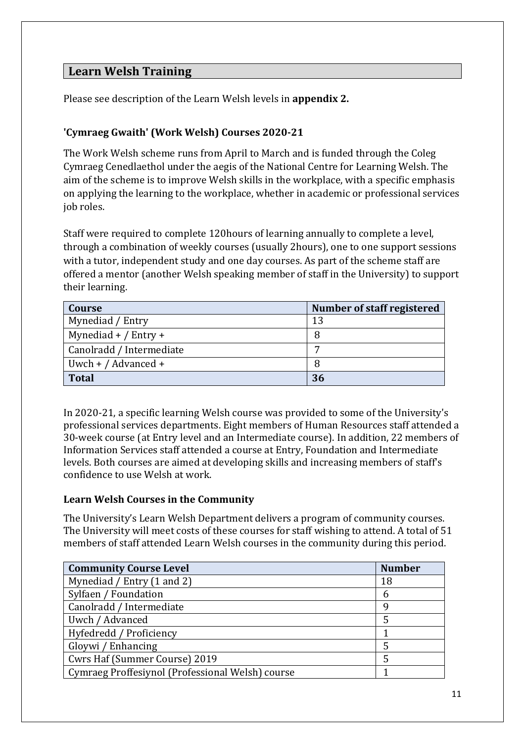## Learn Welsh Training

Please see description of the Learn Welsh levels in **appendix 2.**

### 'Cymraeg Gwaith' (Work Welsh) Courses 2020-21

The Work Welsh scheme runs from April to March and is funded through the Coleg Cymraeg Cenedlaethol under the aegis of the National Centre for Learning Welsh. The aim of the scheme is to improve Welsh skills in the workplace, with a specific emphasis on applying the learning to the workplace, whether in academic or professional services job roles.

Staff were required to complete 120hours of learning annually to complete a level, through a combination of weekly courses (usually 2hours), one to one support sessions with a tutor, independent study and one day courses. As part of the scheme staff are offered a mentor (another Welsh speaking member of staff in the University) to support their learning.

| Course | Number of staff registered |
|---|---|
| Mynediad / Entry | 13 |
| Mynediad + / Entry + | 8 |
| Canolradd / Intermediate | 7 |
| Uwch + / Advanced + | 8 |
| **Total** | **36** |

In 2020-21, a specific learning Welsh course was provided to some of the University's professional services departments. Eight members of Human Resources staff attended a 30-week course (at Entry level and an Intermediate course). In addition, 22 members of Information Services staff attended a course at Entry, Foundation and Intermediate levels. Both courses are aimed at developing skills and increasing members of staff's confidence to use Welsh at work.

### Learn Welsh Courses in the Community

The University's Learn Welsh Department delivers a program of community courses. The University will meet costs of these courses for staff wishing to attend. A total of 51 members of staff attended Learn Welsh courses in the community during this period.

| Community Course Level | Number |
|---|---|
| Mynediad / Entry (1 and 2) | 18 |
| Sylfaen / Foundation | 6 |
| Canolradd / Intermediate | 9 |
| Uwch / Advanced | 5 |
| Hyfedredd / Proficiency | 1 |
| Gloywi / Enhancing | 5 |
| Cwrs Haf (Summer Course) 2019 | 5 |
| Cymraeg Proffesiynol (Professional Welsh) course | 1 |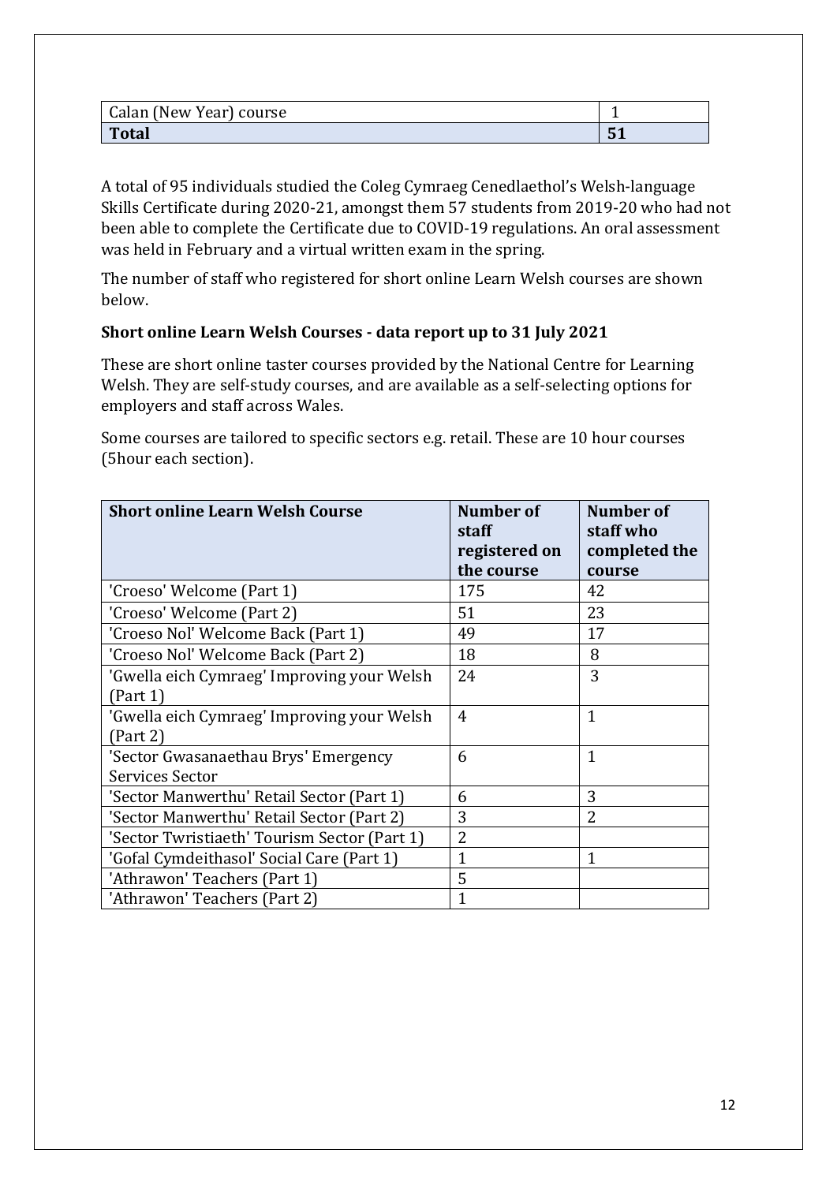| Calan (New Year) course | 1 |
|---|---|
| **Total** | **51** |

A total of 95 individuals studied the Coleg Cymraeg Cenedlaethol's Welsh-language Skills Certificate during 2020-21, amongst them 57 students from 2019-20 who had not been able to complete the Certificate due to COVID-19 regulations. An oral assessment was held in February and a virtual written exam in the spring.

The number of staff who registered for short online Learn Welsh courses are shown below.

**Short online Learn Welsh Courses - data report up to 31 July 2021**

These are short online taster courses provided by the National Centre for Learning Welsh. They are self-study courses, and are available as a self-selecting options for employers and staff across Wales.

Some courses are tailored to specific sectors e.g. retail. These are 10 hour courses (5hour each section).

| Short online Learn Welsh Course | Number of staff registered on the course | Number of staff who completed the course |
|---|---|---|
| 'Croeso' Welcome (Part 1) | 175 | 42 |
| 'Croeso' Welcome (Part 2) | 51 | 23 |
| 'Croeso Nol' Welcome Back (Part 1) | 49 | 17 |
| 'Croeso Nol' Welcome Back (Part 2) | 18 | 8 |
| 'Gwella eich Cymraeg' Improving your Welsh (Part 1) | 24 | 3 |
| 'Gwella eich Cymraeg' Improving your Welsh (Part 2) | 4 | 1 |
| 'Sector Gwasanaethau Brys' Emergency Services Sector | 6 | 1 |
| 'Sector Manwerthu' Retail Sector (Part 1) | 6 | 3 |
| 'Sector Manwerthu' Retail Sector (Part 2) | 3 | 2 |
| 'Sector Twristiaeth' Tourism Sector (Part 1) | 2 | |
| 'Gofal Cymdeithasol' Social Care (Part 1) | 1 | 1 |
| 'Athrawon' Teachers (Part 1) | 5 | |
| 'Athrawon' Teachers (Part 2) | 1 | |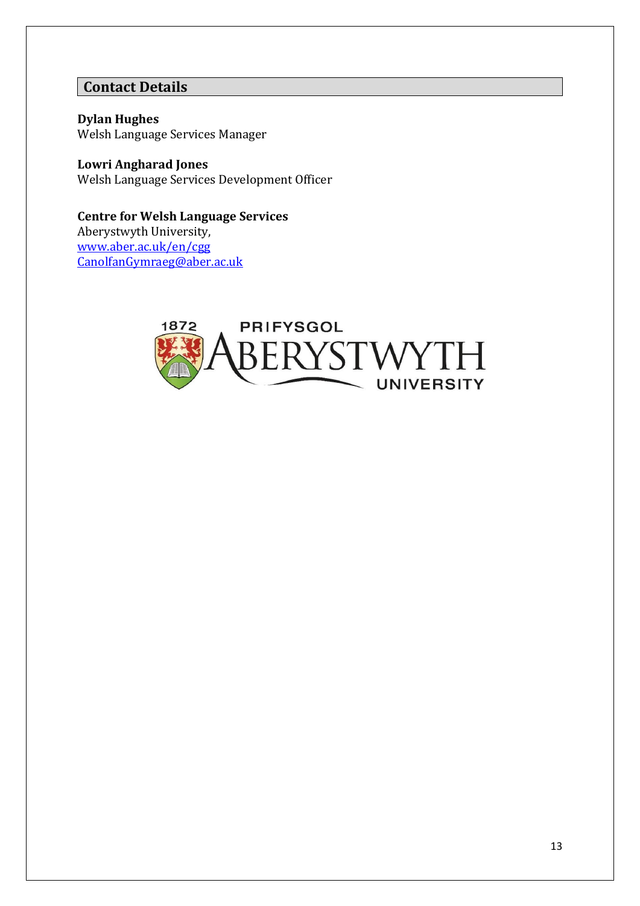## Contact Details

**Dylan Hughes**
Welsh Language Services Manager

**Lowri Angharad Jones**
Welsh Language Services Development Officer

**Centre for Welsh Language Services**
Aberystwyth University,
[www.aber.ac.uk/en/cgg](http://www.aber.ac.uk/en/cgg)
[CanolfanGymraeg@aber.ac.uk](mailto:CanolfanGymraeg@aber.ac.uk)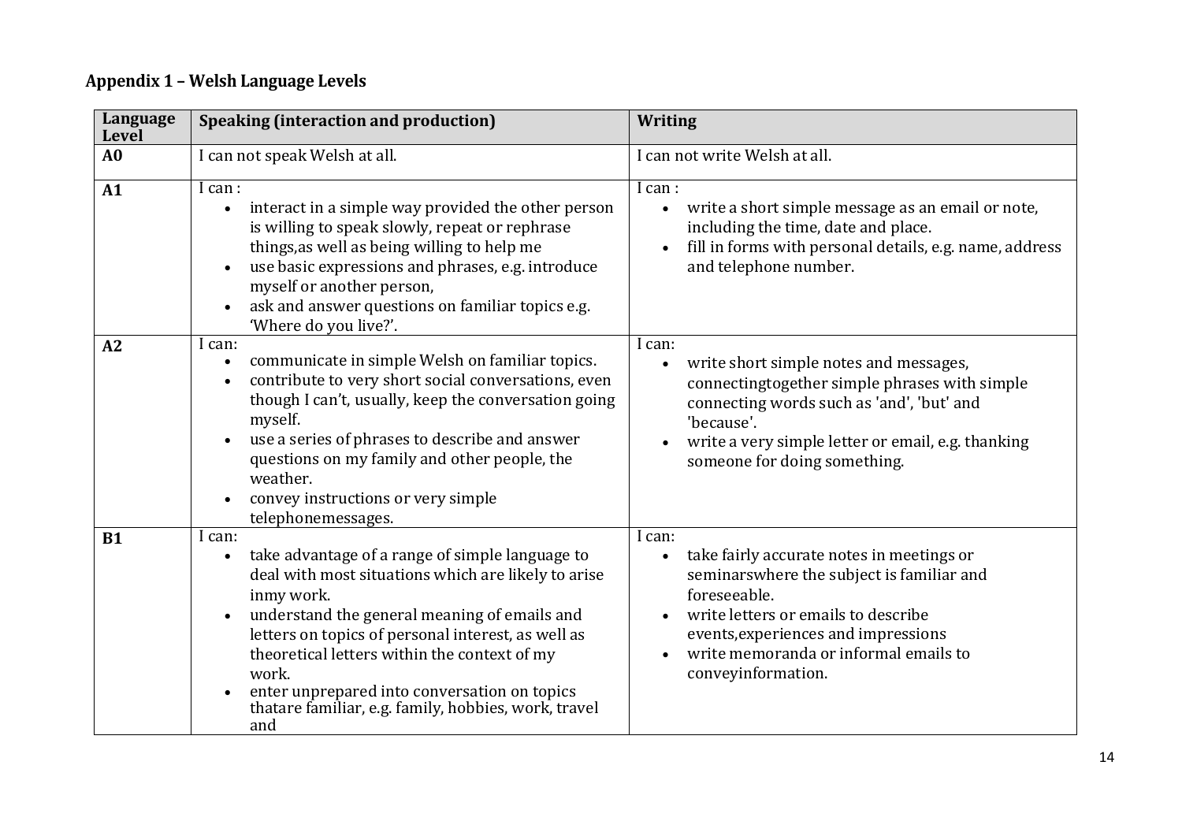## Appendix 1 – Welsh Language Levels

| Language Level | Speaking (interaction and production) | Writing |
|---|---|---|
| **A0** | I can not speak Welsh at all. | I can not write Welsh at all. |
| **A1** | I can :<br>• interact in a simple way provided the other person is willing to speak slowly, repeat or rephrase things,as well as being willing to help me<br>• use basic expressions and phrases, e.g. introduce myself or another person,<br>• ask and answer questions on familiar topics e.g. 'Where do you live?'. | I can :<br>• write a short simple message as an email or note, including the time, date and place.<br>• fill in forms with personal details, e.g. name, address and telephone number. |
| **A2** | I can:<br>• communicate in simple Welsh on familiar topics.<br>• contribute to very short social conversations, even though I can't, usually, keep the conversation going myself.<br>• use a series of phrases to describe and answer questions on my family and other people, the weather.<br>• convey instructions or very simple telephonemessages. | I can:<br>• write short simple notes and messages, connectingtogether simple phrases with simple connecting words such as 'and', 'but' and 'because'.<br>• write a very simple letter or email, e.g. thanking someone for doing something. |
| **B1** | I can:<br>• take advantage of a range of simple language to deal with most situations which are likely to arise inmy work.<br>• understand the general meaning of emails and letters on topics of personal interest, as well as theoretical letters within the context of my work.<br>• enter unprepared into conversation on topics thatare familiar, e.g. family, hobbies, work, travel and | I can:<br>• take fairly accurate notes in meetings or seminarswhere the subject is familiar and foreseeable.<br>• write letters or emails to describe events,experiences and impressions<br>• write memoranda or informal emails to conveyinformation. |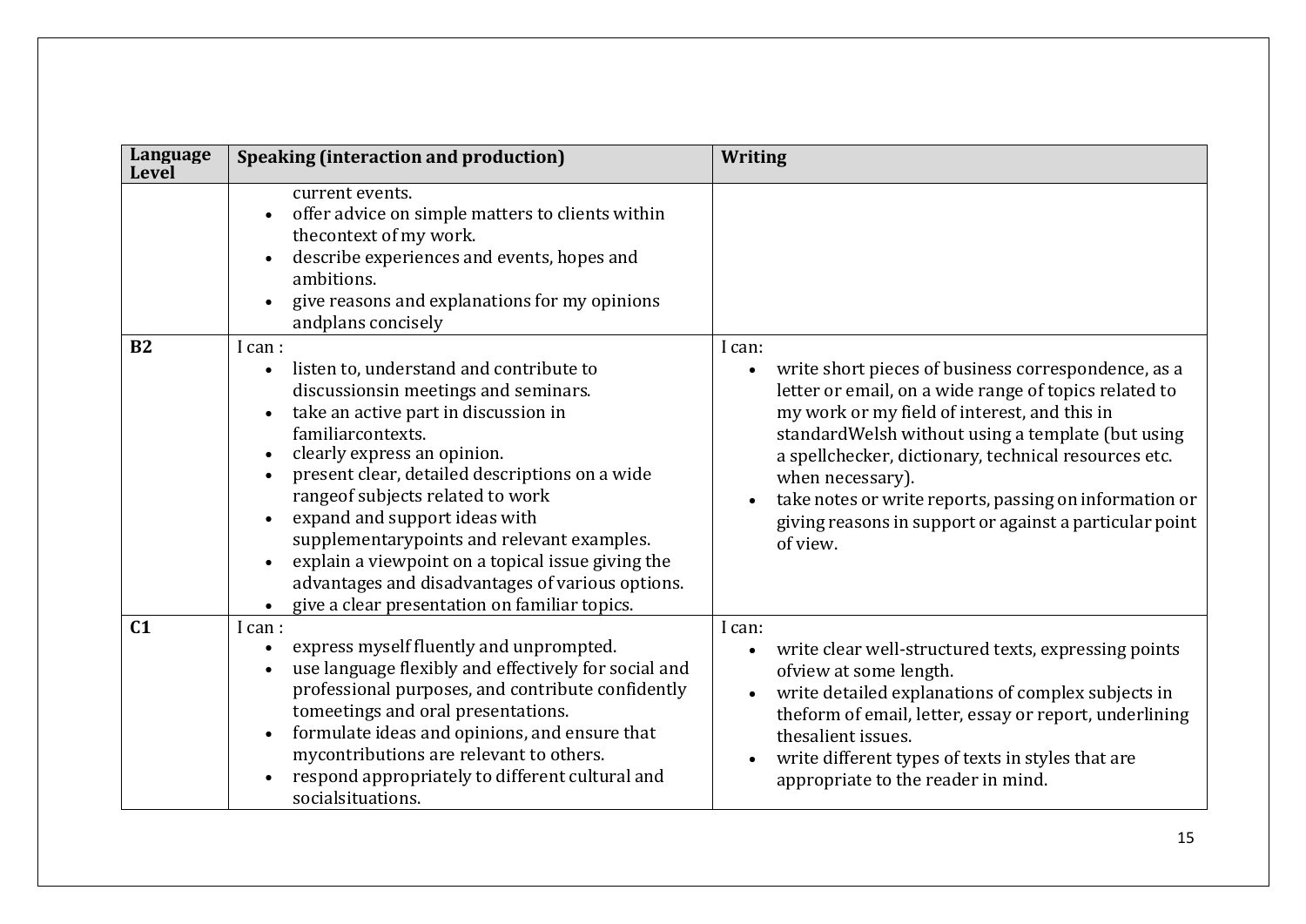| Language Level | Speaking (interaction and production) | Writing |
|---|---|---|
| | current events.<br>• offer advice on simple matters to clients within thecontext of my work.<br>• describe experiences and events, hopes and ambitions.<br>• give reasons and explanations for my opinions andplans concisely | |
| **B2** | I can :<br>• listen to, understand and contribute to discussionsin meetings and seminars.<br>• take an active part in discussion in familiarcontexts.<br>• clearly express an opinion.<br>• present clear, detailed descriptions on a wide rangeof subjects related to work<br>• expand and support ideas with supplementarypoints and relevant examples.<br>• explain a viewpoint on a topical issue giving the advantages and disadvantages of various options.<br>• give a clear presentation on familiar topics. | I can:<br>• write short pieces of business correspondence, as a letter or email, on a wide range of topics related to my work or my field of interest, and this in standardWelsh without using a template (but using a spellchecker, dictionary, technical resources etc. when necessary).<br>• take notes or write reports, passing on information or giving reasons in support or against a particular point of view. |
| **C1** | I can :<br>• express myself fluently and unprompted.<br>• use language flexibly and effectively for social and professional purposes, and contribute confidently tomeetings and oral presentations.<br>• formulate ideas and opinions, and ensure that mycontributions are relevant to others.<br>• respond appropriately to different cultural and socialsituations. | I can:<br>• write clear well-structured texts, expressing points ofview at some length.<br>• write detailed explanations of complex subjects in theform of email, letter, essay or report, underlining thesalient issues.<br>• write different types of texts in styles that are appropriate to the reader in mind. |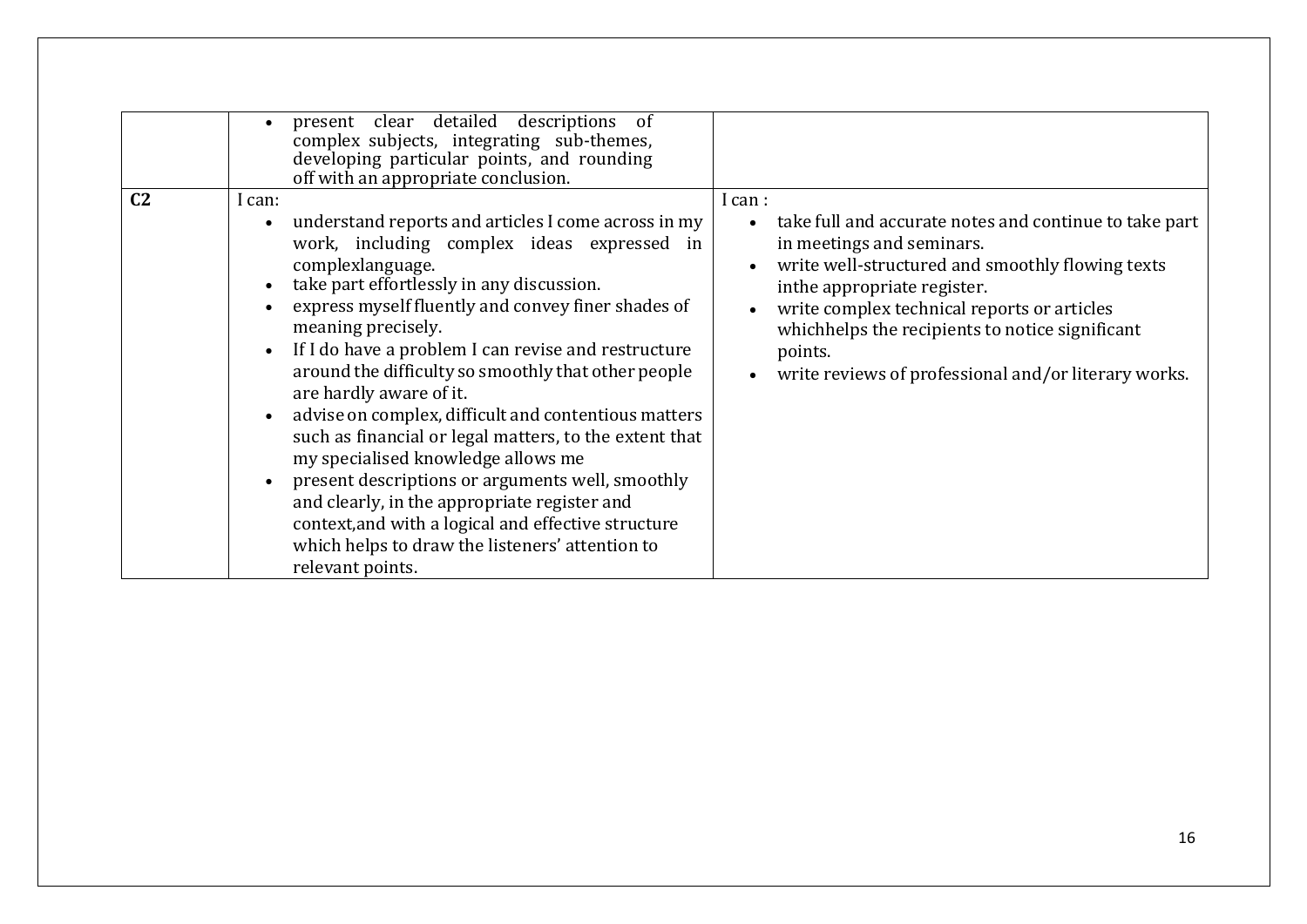| | | |
|---|---|---|
| | • present clear detailed descriptions of complex subjects, integrating sub-themes, developing particular points, and rounding off with an appropriate conclusion. | |
| **C2** | I can:<br>• understand reports and articles I come across in my work, including complex ideas expressed in complexlanguage.<br>• take part effortlessly in any discussion.<br>• express myself fluently and convey finer shades of meaning precisely.<br>• If I do have a problem I can revise and restructure around the difficulty so smoothly that other people are hardly aware of it.<br>• advise on complex, difficult and contentious matters such as financial or legal matters, to the extent that my specialised knowledge allows me<br>• present descriptions or arguments well, smoothly and clearly, in the appropriate register and context,and with a logical and effective structure which helps to draw the listeners' attention to relevant points. | I can :<br>• take full and accurate notes and continue to take part in meetings and seminars.<br>• write well-structured and smoothly flowing texts inthe appropriate register.<br>• write complex technical reports or articles whichhelps the recipients to notice significant points.<br>• write reviews of professional and/or literary works. |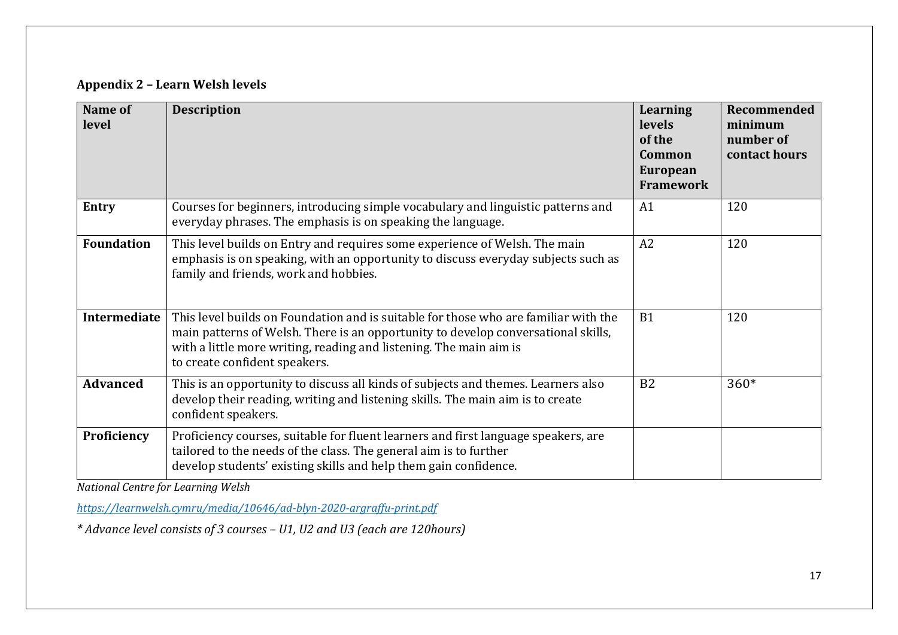## Appendix 2 – Learn Welsh levels

| Name of level | Description | Learning levels of the Common European Framework | Recommended minimum number of contact hours |
|---|---|---|---|
| **Entry** | Courses for beginners, introducing simple vocabulary and linguistic patterns and everyday phrases. The emphasis is on speaking the language. | A1 | 120 |
| **Foundation** | This level builds on Entry and requires some experience of Welsh. The main emphasis is on speaking, with an opportunity to discuss everyday subjects such as family and friends, work and hobbies. | A2 | 120 |
| **Intermediate** | This level builds on Foundation and is suitable for those who are familiar with the main patterns of Welsh. There is an opportunity to develop conversational skills, with a little more writing, reading and listening. The main aim is to create confident speakers. | B1 | 120 |
| **Advanced** | This is an opportunity to discuss all kinds of subjects and themes. Learners also develop their reading, writing and listening skills. The main aim is to create confident speakers. | B2 | 360* |
| **Proficiency** | Proficiency courses, suitable for fluent learners and first language speakers, are tailored to the needs of the class. The general aim is to further develop students' existing skills and help them gain confidence. | | |

*National Centre for Learning Welsh*

*https://learnwelsh.cymru/media/10646/ad-blyn-2020-argraffu-print.pdf*

*\* Advance level consists of 3 courses – U1, U2 and U3 (each are 120hours)*